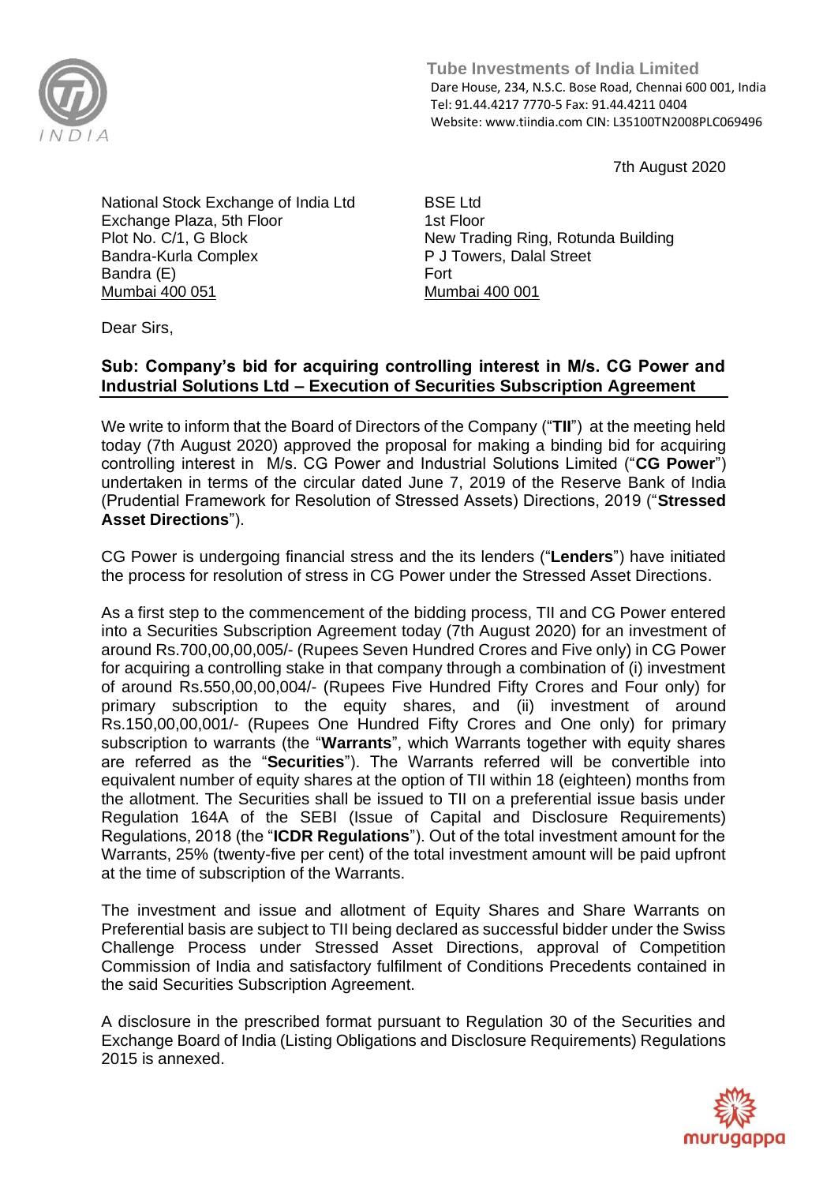**Tube Investments of India Limited**
Dare House, 234, N.S.C. Bose Road, Chennai 600 001, India
Tel: 91.44.4217 7770-5 Fax: 91.44.4211 0404
Website: www.tiindia.com CIN: L35100TN2008PLC069496

7th August 2020

National Stock Exchange of India Ltd
Exchange Plaza, 5th Floor
Plot No. C/1, G Block
Bandra-Kurla Complex
Bandra (E)
Mumbai 400 051

BSE Ltd
1st Floor
New Trading Ring, Rotunda Building
P J Towers, Dalal Street
Fort
Mumbai 400 001

Dear Sirs,

**Sub: Company's bid for acquiring controlling interest in M/s. CG Power and Industrial Solutions Ltd – Execution of Securities Subscription Agreement**

We write to inform that the Board of Directors of the Company ("**TII**") at the meeting held today (7th August 2020) approved the proposal for making a binding bid for acquiring controlling interest in M/s. CG Power and Industrial Solutions Limited ("**CG Power**") undertaken in terms of the circular dated June 7, 2019 of the Reserve Bank of India (Prudential Framework for Resolution of Stressed Assets) Directions, 2019 ("**Stressed Asset Directions**").

CG Power is undergoing financial stress and the its lenders ("**Lenders**") have initiated the process for resolution of stress in CG Power under the Stressed Asset Directions.

As a first step to the commencement of the bidding process, TII and CG Power entered into a Securities Subscription Agreement today (7th August 2020) for an investment of around Rs.700,00,00,005/- (Rupees Seven Hundred Crores and Five only) in CG Power for acquiring a controlling stake in that company through a combination of (i) investment of around Rs.550,00,00,004/- (Rupees Five Hundred Fifty Crores and Four only) for primary subscription to the equity shares, and (ii) investment of around Rs.150,00,00,001/- (Rupees One Hundred Fifty Crores and One only) for primary subscription to warrants (the "**Warrants**", which Warrants together with equity shares are referred as the "**Securities**"). The Warrants referred will be convertible into equivalent number of equity shares at the option of TII within 18 (eighteen) months from the allotment. The Securities shall be issued to TII on a preferential issue basis under Regulation 164A of the SEBI (Issue of Capital and Disclosure Requirements) Regulations, 2018 (the "**ICDR Regulations**"). Out of the total investment amount for the Warrants, 25% (twenty-five per cent) of the total investment amount will be paid upfront at the time of subscription of the Warrants.

The investment and issue and allotment of Equity Shares and Share Warrants on Preferential basis are subject to TII being declared as successful bidder under the Swiss Challenge Process under Stressed Asset Directions, approval of Competition Commission of India and satisfactory fulfilment of Conditions Precedents contained in the said Securities Subscription Agreement.

A disclosure in the prescribed format pursuant to Regulation 30 of the Securities and Exchange Board of India (Listing Obligations and Disclosure Requirements) Regulations 2015 is annexed.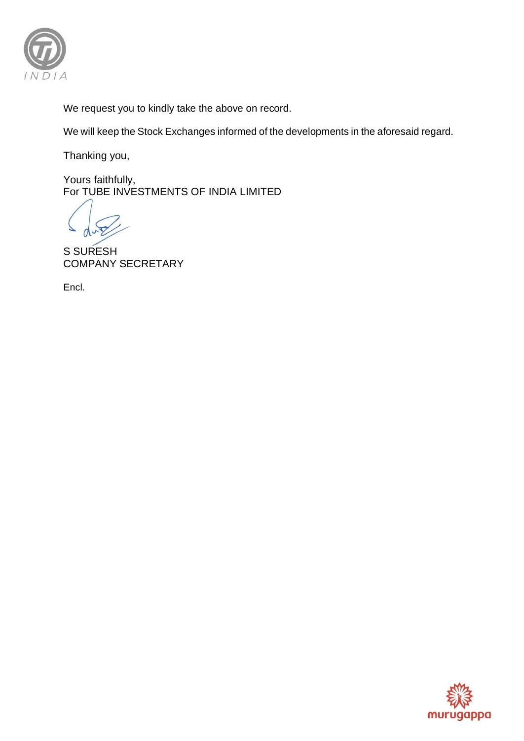We request you to kindly take the above on record.

We will keep the Stock Exchanges informed of the developments in the aforesaid regard.

Thanking you,

Yours faithfully,
For TUBE INVESTMENTS OF INDIA LIMITED

S SURESH
COMPANY SECRETARY

Encl.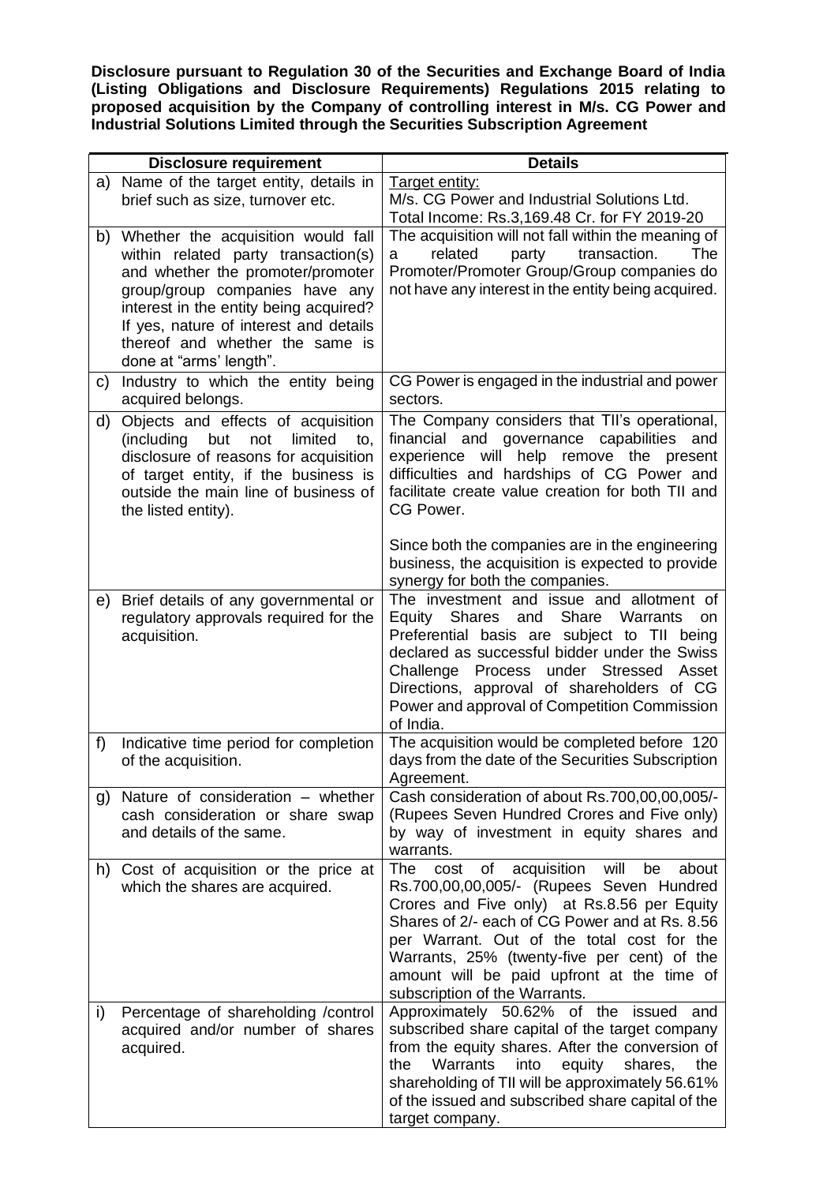**Disclosure pursuant to Regulation 30 of the Securities and Exchange Board of India (Listing Obligations and Disclosure Requirements) Regulations 2015 relating to proposed acquisition by the Company of controlling interest in M/s. CG Power and Industrial Solutions Limited through the Securities Subscription Agreement**

| Disclosure requirement | Details |
|---|---|
| a) Name of the target entity, details in brief such as size, turnover etc. | Target entity:<br>M/s. CG Power and Industrial Solutions Ltd.<br>Total Income: Rs.3,169.48 Cr. for FY 2019-20 |
| b) Whether the acquisition would fall within related party transaction(s) and whether the promoter/promoter group/group companies have any interest in the entity being acquired? If yes, nature of interest and details thereof and whether the same is done at "arms' length". | The acquisition will not fall within the meaning of a related party transaction. The Promoter/Promoter Group/Group companies do not have any interest in the entity being acquired. |
| c) Industry to which the entity being acquired belongs. | CG Power is engaged in the industrial and power sectors. |
| d) Objects and effects of acquisition (including but not limited to, disclosure of reasons for acquisition of target entity, if the business is outside the main line of business of the listed entity). | The Company considers that TII's operational, financial and governance capabilities and experience will help remove the present difficulties and hardships of CG Power and facilitate create value creation for both TII and CG Power.<br><br>Since both the companies are in the engineering business, the acquisition is expected to provide synergy for both the companies. |
| e) Brief details of any governmental or regulatory approvals required for the acquisition. | The investment and issue and allotment of Equity Shares and Share Warrants on Preferential basis are subject to TII being declared as successful bidder under the Swiss Challenge Process under Stressed Asset Directions, approval of shareholders of CG Power and approval of Competition Commission of India. |
| f) Indicative time period for completion of the acquisition. | The acquisition would be completed before 120 days from the date of the Securities Subscription Agreement. |
| g) Nature of consideration – whether cash consideration or share swap and details of the same. | Cash consideration of about Rs.700,00,00,005/- (Rupees Seven Hundred Crores and Five only) by way of investment in equity shares and warrants. |
| h) Cost of acquisition or the price at which the shares are acquired. | The cost of acquisition will be about Rs.700,00,00,005/- (Rupees Seven Hundred Crores and Five only) at Rs.8.56 per Equity Shares of 2/- each of CG Power and at Rs. 8.56 per Warrant. Out of the total cost for the Warrants, 25% (twenty-five per cent) of the amount will be paid upfront at the time of subscription of the Warrants. |
| i) Percentage of shareholding /control acquired and/or number of shares acquired. | Approximately 50.62% of the issued and subscribed share capital of the target company from the equity shares. After the conversion of the Warrants into equity shares, the shareholding of TII will be approximately 56.61% of the issued and subscribed share capital of the target company. |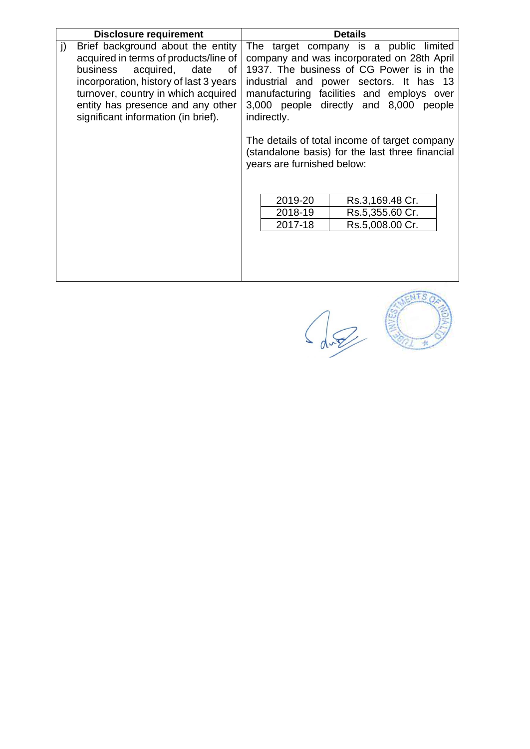| | Disclosure requirement | Details |
|---|---|---|
| j) | Brief background about the entity acquired in terms of products/line of business acquired, date of incorporation, history of last 3 years turnover, country in which acquired entity has presence and any other significant information (in brief). | The target company is a public limited company and was incorporated on 28th April 1937. The business of CG Power is in the industrial and power sectors. It has 13 manufacturing facilities and employs over 3,000 people directly and 8,000 people indirectly.<br><br>The details of total income of target company (standalone basis) for the last three financial years are furnished below:<br><br>2019-20: Rs.3,169.48 Cr.<br>2018-19: Rs.5,355.60 Cr.<br>2017-18: Rs.5,008.00 Cr. |